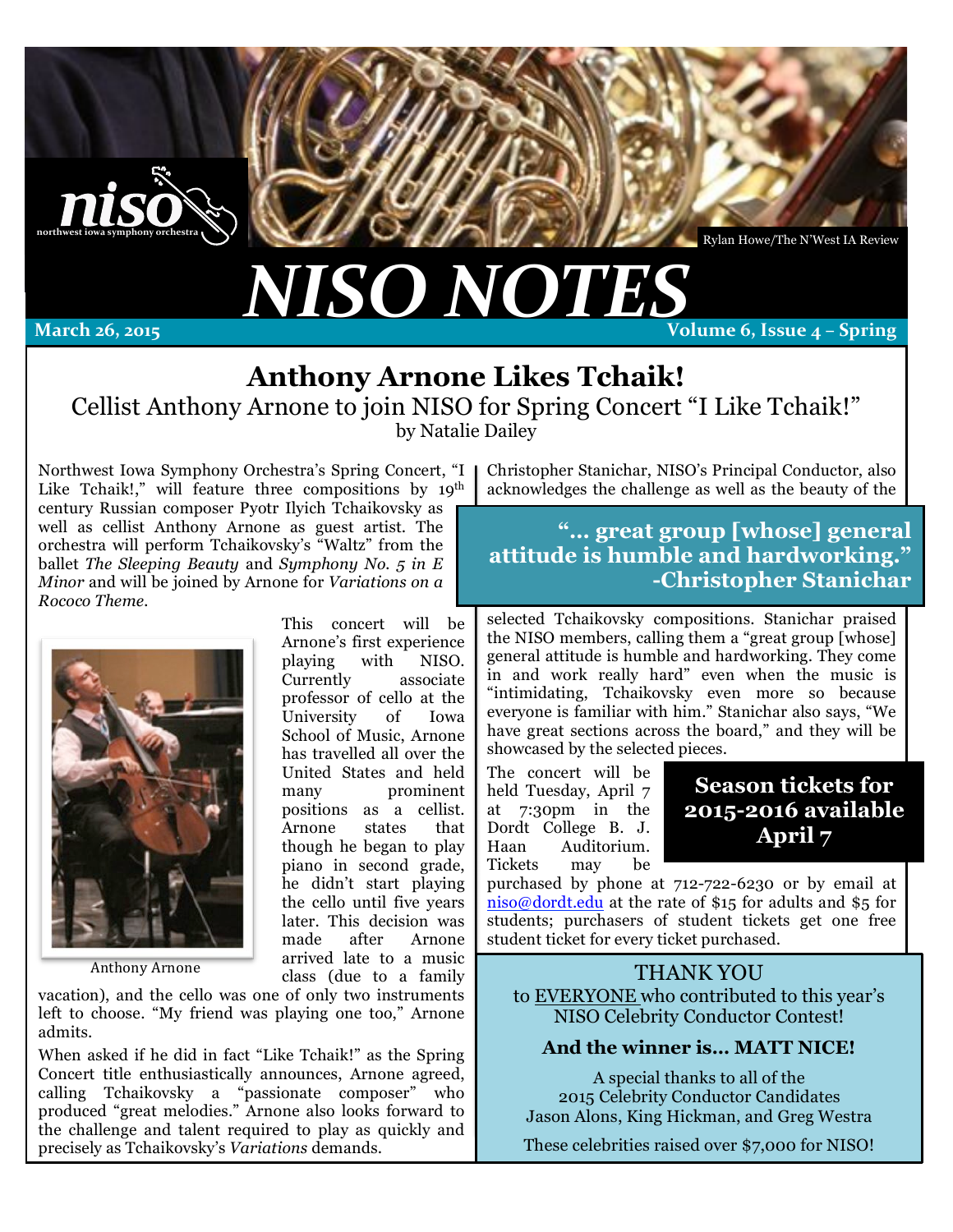# NISO NOTES

March 26, 2015 — Volume 6, Issue 4 – Spring

Rylan Howe/The N'West IA Review

## Anthony Arnone Likes Tchaik!

### Cellist Anthony Arnone to join NISO for Spring Concert "I Like Tchaik!"

by Natalie Dailey

Northwest Iowa Symphony Orchestra's Spring Concert, "I Like Tchaik!," will feature three compositions by 19th century Russian composer Pyotr Ilyich Tchaikovsky as well as cellist Anthony Arnone as guest artist. The orchestra will perform Tchaikovsky's "Waltz" from the ballet *The Sleeping Beauty* and *Symphony No. 5 in E Minor* and will be joined by Arnone for *Variations on a Rococo Theme*.

Anthony Arnone

This concert will be Arnone's first experience playing with NISO. Currently associate professor of cello at the University of Iowa School of Music, Arnone has travelled all over the United States and held many prominent positions as a cellist. Arnone states that though he began to play piano in second grade, he didn't start playing the cello until five years later. This decision was made after Arnone arrived late to a music class (due to a family vacation), and the cello was one of only two instruments left to choose. "My friend was playing one too," Arnone admits.

When asked if he did in fact "Like Tchaik!" as the Spring Concert title enthusiastically announces, Arnone agreed, calling Tchaikovsky a "passionate composer" who produced "great melodies." Arnone also looks forward to the challenge and talent required to play as quickly and precisely as Tchaikovsky's *Variations* demands.

Christopher Stanichar, NISO's Principal Conductor, also acknowledges the challenge as well as the beauty of the selected Tchaikovsky compositions. Stanichar praised the NISO members, calling them a "great group [whose] general attitude is humble and hardworking. They come in and work really hard" even when the music is "intimidating, Tchaikovsky even more so because everyone is familiar with him." Stanichar also says, "We have great sections across the board," and they will be showcased by the selected pieces.

> **"... great group [whose] general attitude is humble and hardworking." -Christopher Stanichar**

The concert will be held Tuesday, April 7 at 7:30pm in the Dordt College B. J. Haan Auditorium. Tickets may be purchased by phone at 712-722-6230 or by email at niso@dordt.edu at the rate of $15 for adults and $5 for students; purchasers of student tickets get one free student ticket for every ticket purchased.

**Season tickets for 2015-2016 available April 7**

THANK YOU
to EVERYONE who contributed to this year's NISO Celebrity Conductor Contest!

**And the winner is... MATT NICE!**

A special thanks to all of the 2015 Celebrity Conductor Candidates Jason Alons, King Hickman, and Greg Westra

These celebrities raised over $7,000 for NISO!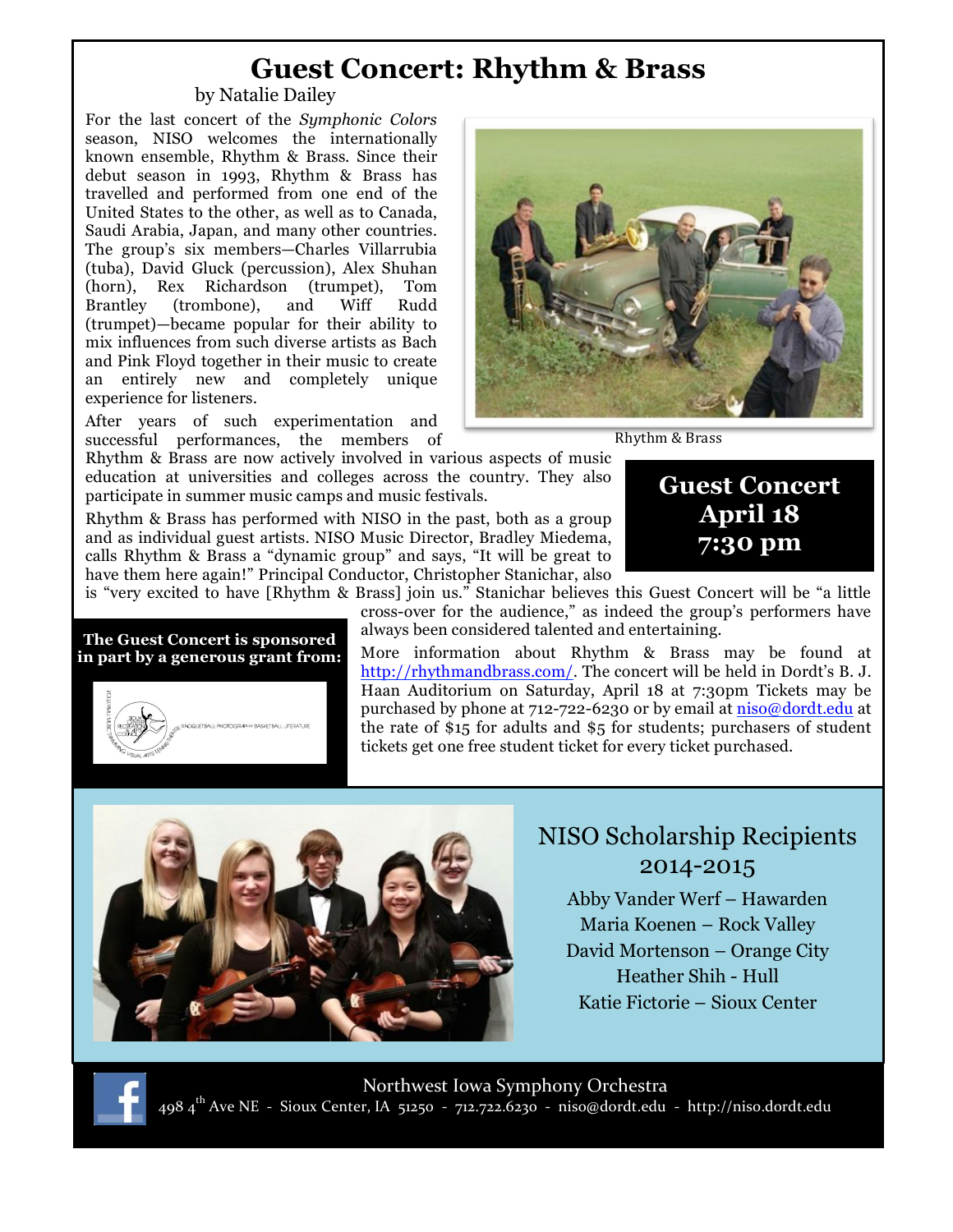# Guest Concert: Rhythm & Brass

by Natalie Dailey

For the last concert of the *Symphonic Colors* season, NISO welcomes the internationally known ensemble, Rhythm & Brass. Since their debut season in 1993, Rhythm & Brass has travelled and performed from one end of the United States to the other, as well as to Canada, Saudi Arabia, Japan, and many other countries. The group's six members—Charles Villarrubia (tuba), David Gluck (percussion), Alex Shuhan (horn), Rex Richardson (trumpet), Tom Brantley (trombone), and Wiff Rudd (trumpet)—became popular for their ability to mix influences from such diverse artists as Bach and Pink Floyd together in their music to create an entirely new and completely unique experience for listeners.

Rhythm & Brass

After years of such experimentation and successful performances, the members of Rhythm & Brass are now actively involved in various aspects of music education at universities and colleges across the country. They also participate in summer music camps and music festivals.

**Guest Concert**
**April 18**
**7:30 pm**

Rhythm & Brass has performed with NISO in the past, both as a group and as individual guest artists. NISO Music Director, Bradley Miedema, calls Rhythm & Brass a "dynamic group" and says, "It will be great to have them here again!" Principal Conductor, Christopher Stanichar, also is "very excited to have [Rhythm & Brass] join us." Stanichar believes this Guest Concert will be "a little cross-over for the audience," as indeed the group's performers have always been considered talented and entertaining.

More information about Rhythm & Brass may be found at http://rhythmandbrass.com/. The concert will be held in Dordt's B. J. Haan Auditorium on Saturday, April 18 at 7:30pm Tickets may be purchased by phone at 712-722-6230 or by email at niso@dordt.edu at the rate of $15 for adults and $5 for students; purchasers of student tickets get one free student ticket for every ticket purchased.

**The Guest Concert is sponsored in part by a generous grant from:**

## NISO Scholarship Recipients 2014-2015

Abby Vander Werf – Hawarden
Maria Koenen – Rock Valley
David Mortenson – Orange City
Heather Shih - Hull
Katie Fictorie – Sioux Center

Northwest Iowa Symphony Orchestra
498 4th Ave NE - Sioux Center, IA 51250 - 712.722.6230 - niso@dordt.edu - http://niso.dordt.edu